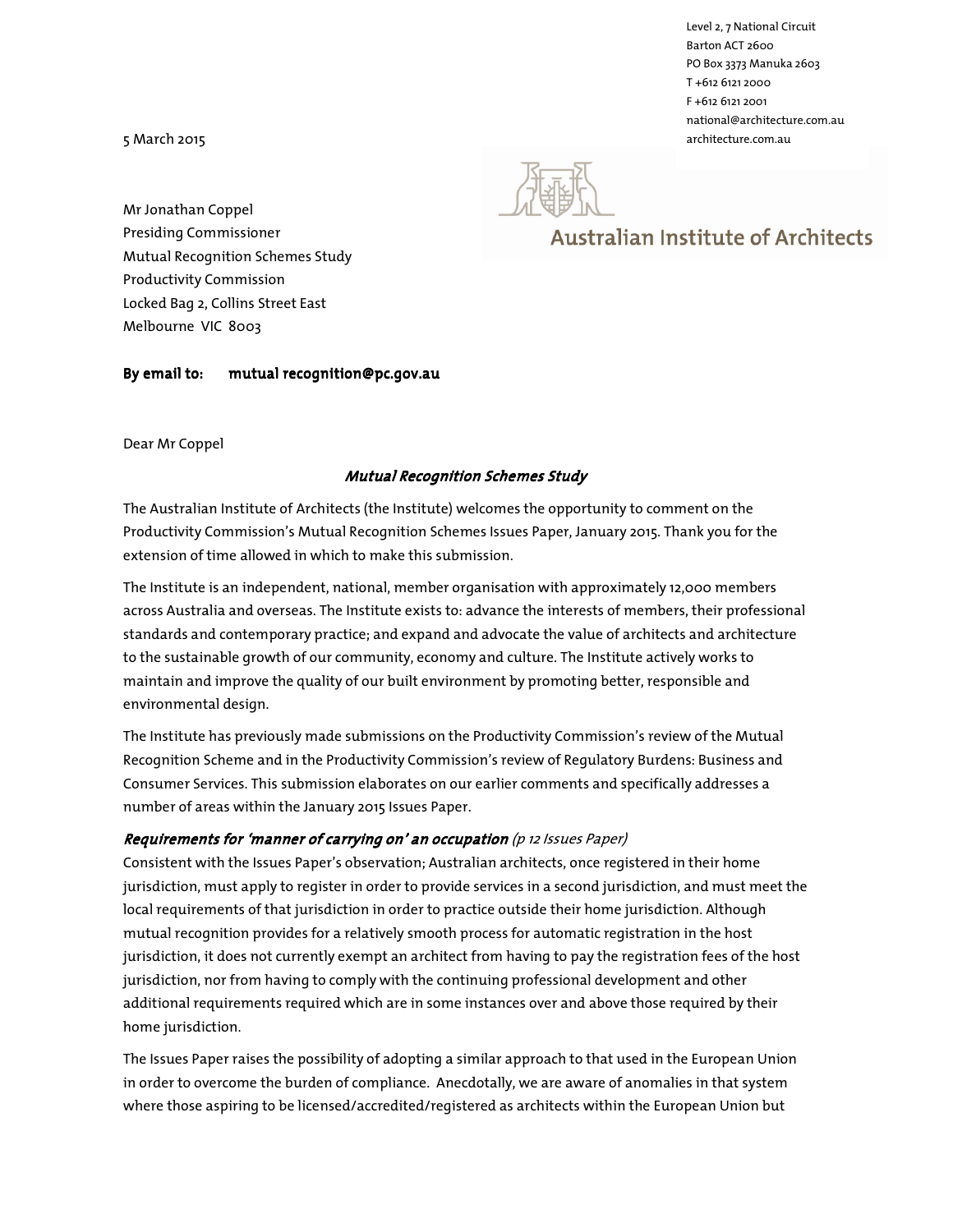Level 2, 7 National Circuit
Barton ACT 2600
PO Box 3373 Manuka 2603
T +612 6121 2000
F +612 6121 2001
national@architecture.com.au
architecture.com.au

Australian Institute of Architects

5 March 2015

Mr Jonathan Coppel
Presiding Commissioner
Mutual Recognition Schemes Study
Productivity Commission
Locked Bag 2, Collins Street East
Melbourne VIC 8003

**By email to: mutual recognition@pc.gov.au**

Dear Mr Coppel

***Mutual Recognition Schemes Study***

The Australian Institute of Architects (the Institute) welcomes the opportunity to comment on the Productivity Commission's Mutual Recognition Schemes Issues Paper, January 2015. Thank you for the extension of time allowed in which to make this submission.

The Institute is an independent, national, member organisation with approximately 12,000 members across Australia and overseas. The Institute exists to: advance the interests of members, their professional standards and contemporary practice; and expand and advocate the value of architects and architecture to the sustainable growth of our community, economy and culture. The Institute actively works to maintain and improve the quality of our built environment by promoting better, responsible and environmental design.

The Institute has previously made submissions on the Productivity Commission's review of the Mutual Recognition Scheme and in the Productivity Commission's review of Regulatory Burdens: Business and Consumer Services. This submission elaborates on our earlier comments and specifically addresses a number of areas within the January 2015 Issues Paper.

***Requirements for 'manner of carrying on' an occupation*** *(p 12 Issues Paper)*

Consistent with the Issues Paper's observation; Australian architects, once registered in their home jurisdiction, must apply to register in order to provide services in a second jurisdiction, and must meet the local requirements of that jurisdiction in order to practice outside their home jurisdiction. Although mutual recognition provides for a relatively smooth process for automatic registration in the host jurisdiction, it does not currently exempt an architect from having to pay the registration fees of the host jurisdiction, nor from having to comply with the continuing professional development and other additional requirements required which are in some instances over and above those required by their home jurisdiction.

The Issues Paper raises the possibility of adopting a similar approach to that used in the European Union in order to overcome the burden of compliance. Anecdotally, we are aware of anomalies in that system where those aspiring to be licensed/accredited/registered as architects within the European Union but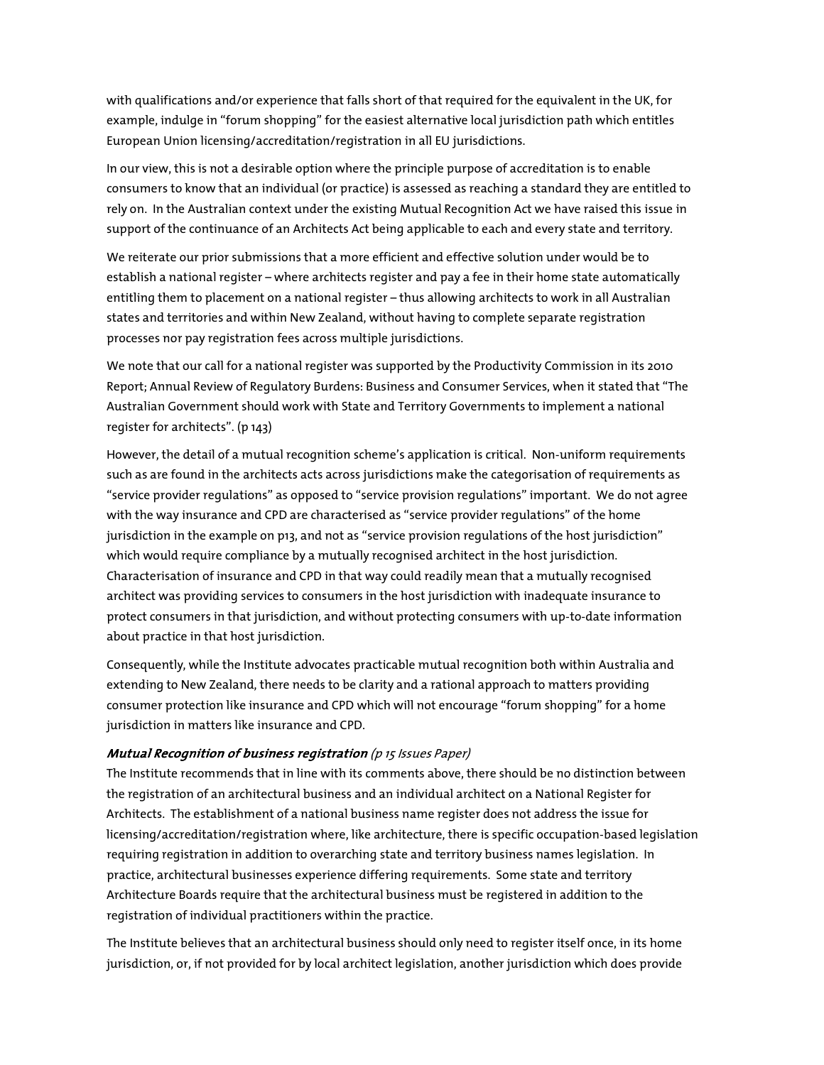with qualifications and/or experience that falls short of that required for the equivalent in the UK, for example, indulge in "forum shopping" for the easiest alternative local jurisdiction path which entitles European Union licensing/accreditation/registration in all EU jurisdictions.

In our view, this is not a desirable option where the principle purpose of accreditation is to enable consumers to know that an individual (or practice) is assessed as reaching a standard they are entitled to rely on. In the Australian context under the existing Mutual Recognition Act we have raised this issue in support of the continuance of an Architects Act being applicable to each and every state and territory.

We reiterate our prior submissions that a more efficient and effective solution under would be to establish a national register – where architects register and pay a fee in their home state automatically entitling them to placement on a national register – thus allowing architects to work in all Australian states and territories and within New Zealand, without having to complete separate registration processes nor pay registration fees across multiple jurisdictions.

We note that our call for a national register was supported by the Productivity Commission in its 2010 Report; Annual Review of Regulatory Burdens: Business and Consumer Services, when it stated that "The Australian Government should work with State and Territory Governments to implement a national register for architects". (p 143)

However, the detail of a mutual recognition scheme's application is critical. Non-uniform requirements such as are found in the architects acts across jurisdictions make the categorisation of requirements as "service provider regulations" as opposed to "service provision regulations" important. We do not agree with the way insurance and CPD are characterised as "service provider regulations" of the home jurisdiction in the example on p13, and not as "service provision regulations of the host jurisdiction" which would require compliance by a mutually recognised architect in the host jurisdiction. Characterisation of insurance and CPD in that way could readily mean that a mutually recognised architect was providing services to consumers in the host jurisdiction with inadequate insurance to protect consumers in that jurisdiction, and without protecting consumers with up-to-date information about practice in that host jurisdiction.

Consequently, while the Institute advocates practicable mutual recognition both within Australia and extending to New Zealand, there needs to be clarity and a rational approach to matters providing consumer protection like insurance and CPD which will not encourage "forum shopping" for a home jurisdiction in matters like insurance and CPD.

***Mutual Recognition of business registration*** *(p 15 Issues Paper)*

The Institute recommends that in line with its comments above, there should be no distinction between the registration of an architectural business and an individual architect on a National Register for Architects. The establishment of a national business name register does not address the issue for licensing/accreditation/registration where, like architecture, there is specific occupation-based legislation requiring registration in addition to overarching state and territory business names legislation. In practice, architectural businesses experience differing requirements. Some state and territory Architecture Boards require that the architectural business must be registered in addition to the registration of individual practitioners within the practice.

The Institute believes that an architectural business should only need to register itself once, in its home jurisdiction, or, if not provided for by local architect legislation, another jurisdiction which does provide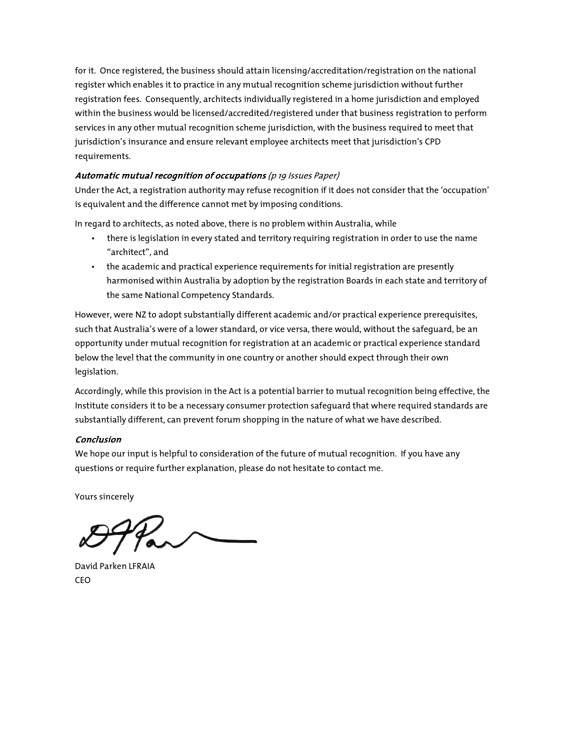for it. Once registered, the business should attain licensing/accreditation/registration on the national register which enables it to practice in any mutual recognition scheme jurisdiction without further registration fees. Consequently, architects individually registered in a home jurisdiction and employed within the business would be licensed/accredited/registered under that business registration to perform services in any other mutual recognition scheme jurisdiction, with the business required to meet that jurisdiction's insurance and ensure relevant employee architects meet that jurisdiction's CPD requirements.

***Automatic mutual recognition of occupations*** *(p 19 Issues Paper)*

Under the Act, a registration authority may refuse recognition if it does not consider that the 'occupation' is equivalent and the difference cannot met by imposing conditions.

In regard to architects, as noted above, there is no problem within Australia, while

- there is legislation in every stated and territory requiring registration in order to use the name "architect", and
- the academic and practical experience requirements for initial registration are presently harmonised within Australia by adoption by the registration Boards in each state and territory of the same National Competency Standards.

However, were NZ to adopt substantially different academic and/or practical experience prerequisites, such that Australia's were of a lower standard, or vice versa, there would, without the safeguard, be an opportunity under mutual recognition for registration at an academic or practical experience standard below the level that the community in one country or another should expect through their own legislation.

Accordingly, while this provision in the Act is a potential barrier to mutual recognition being effective, the Institute considers it to be a necessary consumer protection safeguard that where required standards are substantially different, can prevent forum shopping in the nature of what we have described.

***Conclusion***

We hope our input is helpful to consideration of the future of mutual recognition. If you have any questions or require further explanation, please do not hesitate to contact me.

Yours sincerely

David Parken LFRAIA
CEO